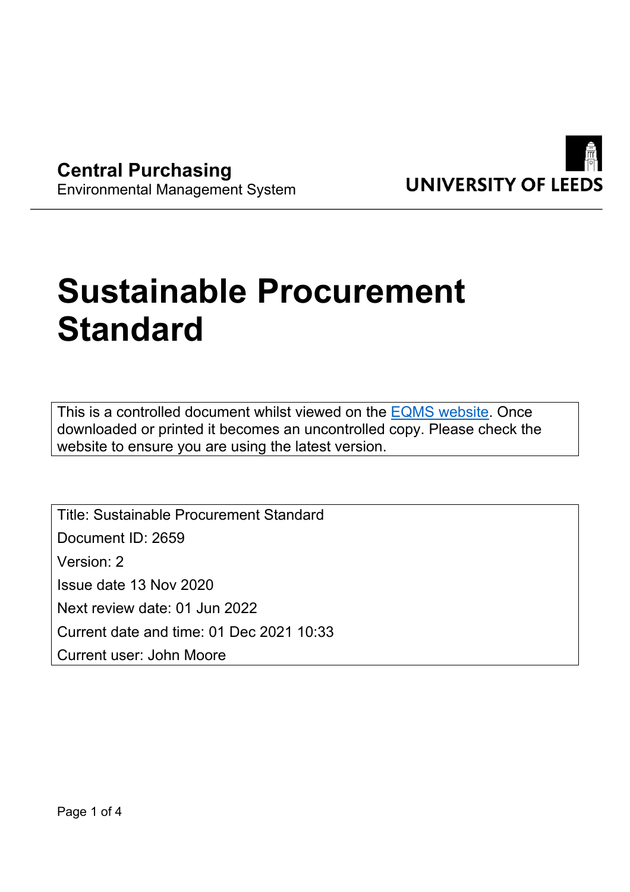**Central Purchasing**
Environmental Management System

UNIVERSITY OF LEEDS

# Sustainable Procurement Standard

This is a controlled document whilst viewed on the [EQMS website](). Once downloaded or printed it becomes an uncontrolled copy. Please check the website to ensure you are using the latest version.

Title: Sustainable Procurement Standard
Document ID: 2659
Version: 2
Issue date 13 Nov 2020
Next review date: 01 Jun 2022
Current date and time: 01 Dec 2021 10:33
Current user: John Moore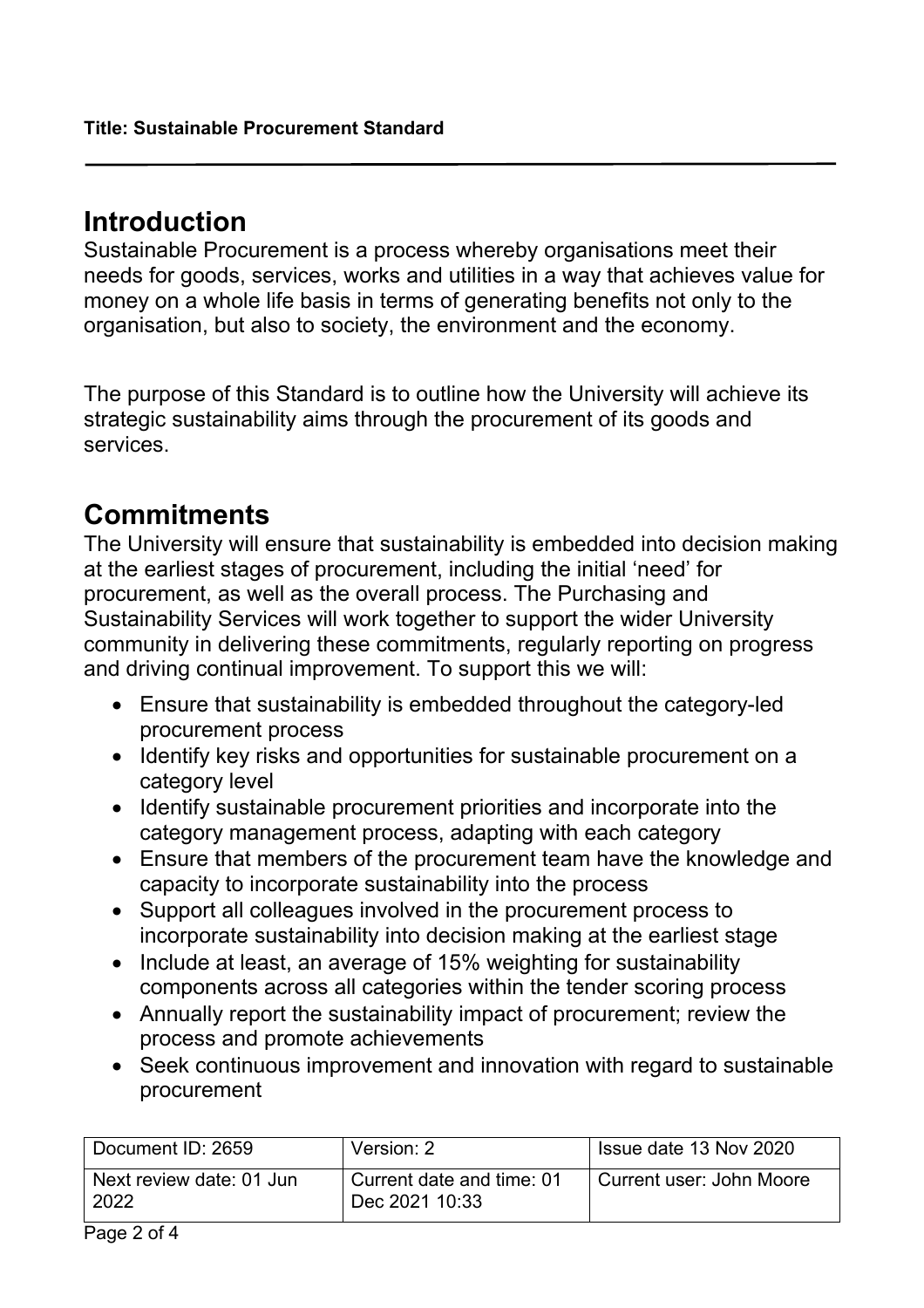## Introduction

Sustainable Procurement is a process whereby organisations meet their needs for goods, services, works and utilities in a way that achieves value for money on a whole life basis in terms of generating benefits not only to the organisation, but also to society, the environment and the economy.

The purpose of this Standard is to outline how the University will achieve its strategic sustainability aims through the procurement of its goods and services.

## Commitments

The University will ensure that sustainability is embedded into decision making at the earliest stages of procurement, including the initial 'need' for procurement, as well as the overall process. The Purchasing and Sustainability Services will work together to support the wider University community in delivering these commitments, regularly reporting on progress and driving continual improvement. To support this we will:

- Ensure that sustainability is embedded throughout the category-led procurement process
- Identify key risks and opportunities for sustainable procurement on a category level
- Identify sustainable procurement priorities and incorporate into the category management process, adapting with each category
- Ensure that members of the procurement team have the knowledge and capacity to incorporate sustainability into the process
- Support all colleagues involved in the procurement process to incorporate sustainability into decision making at the earliest stage
- Include at least, an average of 15% weighting for sustainability components across all categories within the tender scoring process
- Annually report the sustainability impact of procurement; review the process and promote achievements
- Seek continuous improvement and innovation with regard to sustainable procurement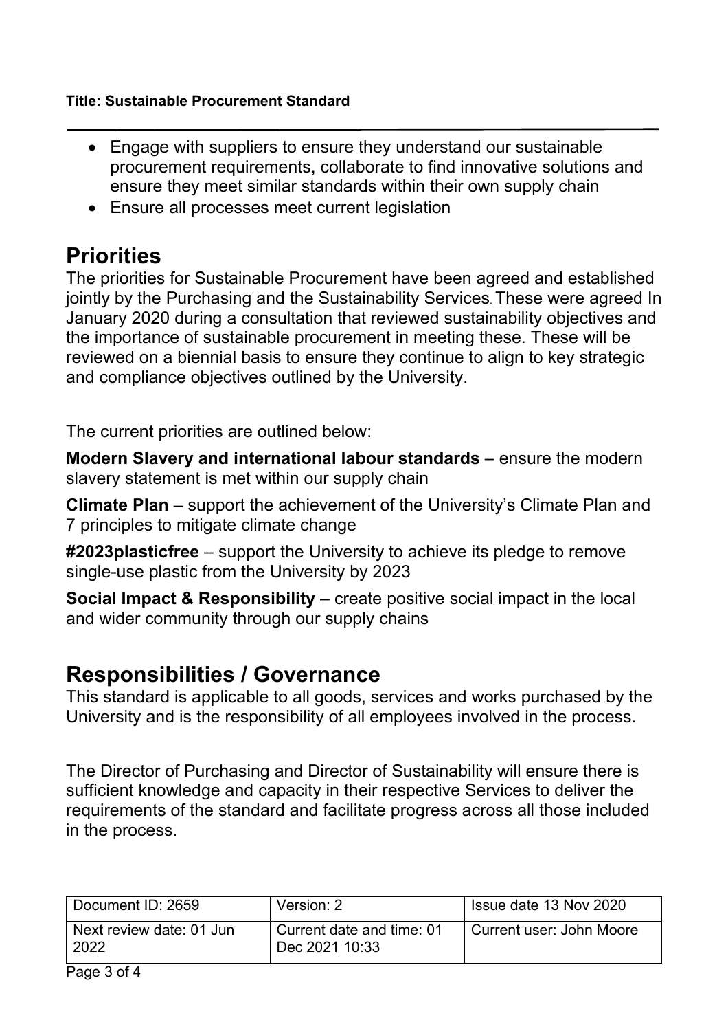- Engage with suppliers to ensure they understand our sustainable procurement requirements, collaborate to find innovative solutions and ensure they meet similar standards within their own supply chain
- Ensure all processes meet current legislation

## Priorities

The priorities for Sustainable Procurement have been agreed and established jointly by the Purchasing and the Sustainability Services. These were agreed In January 2020 during a consultation that reviewed sustainability objectives and the importance of sustainable procurement in meeting these. These will be reviewed on a biennial basis to ensure they continue to align to key strategic and compliance objectives outlined by the University.

The current priorities are outlined below:

**Modern Slavery and international labour standards** – ensure the modern slavery statement is met within our supply chain

**Climate Plan** – support the achievement of the University's Climate Plan and 7 principles to mitigate climate change

**#2023plasticfree** – support the University to achieve its pledge to remove single-use plastic from the University by 2023

**Social Impact & Responsibility** – create positive social impact in the local and wider community through our supply chains

## Responsibilities / Governance

This standard is applicable to all goods, services and works purchased by the University and is the responsibility of all employees involved in the process.

The Director of Purchasing and Director of Sustainability will ensure there is sufficient knowledge and capacity in their respective Services to deliver the requirements of the standard and facilitate progress across all those included in the process.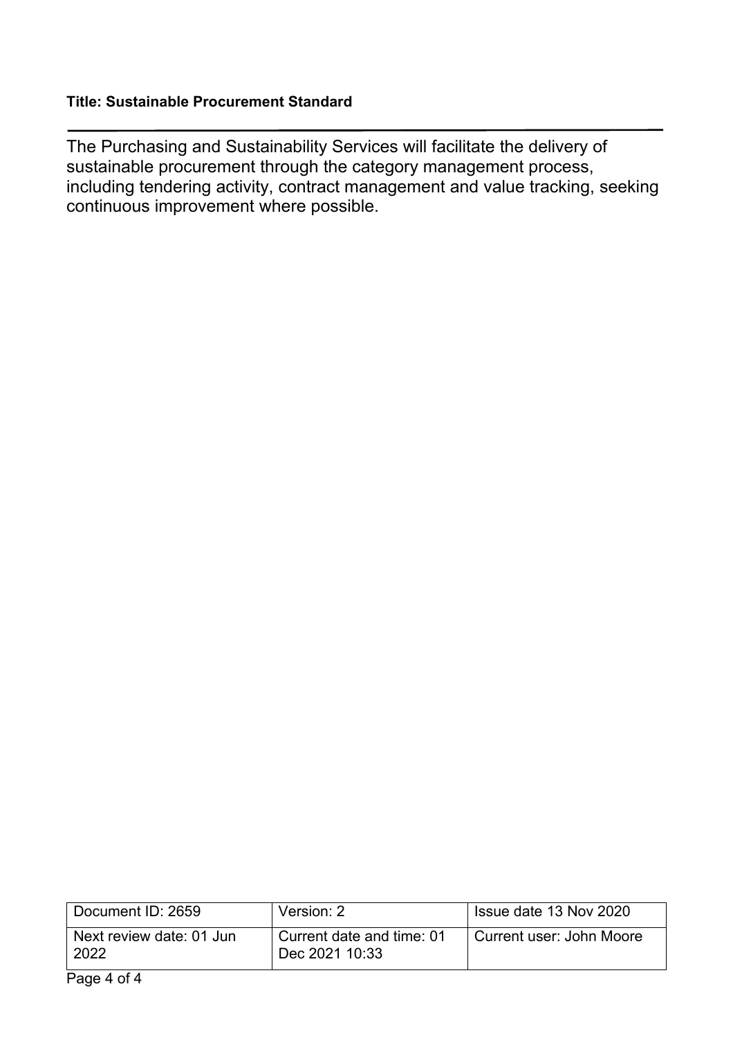The Purchasing and Sustainability Services will facilitate the delivery of sustainable procurement through the category management process, including tendering activity, contract management and value tracking, seeking continuous improvement where possible.